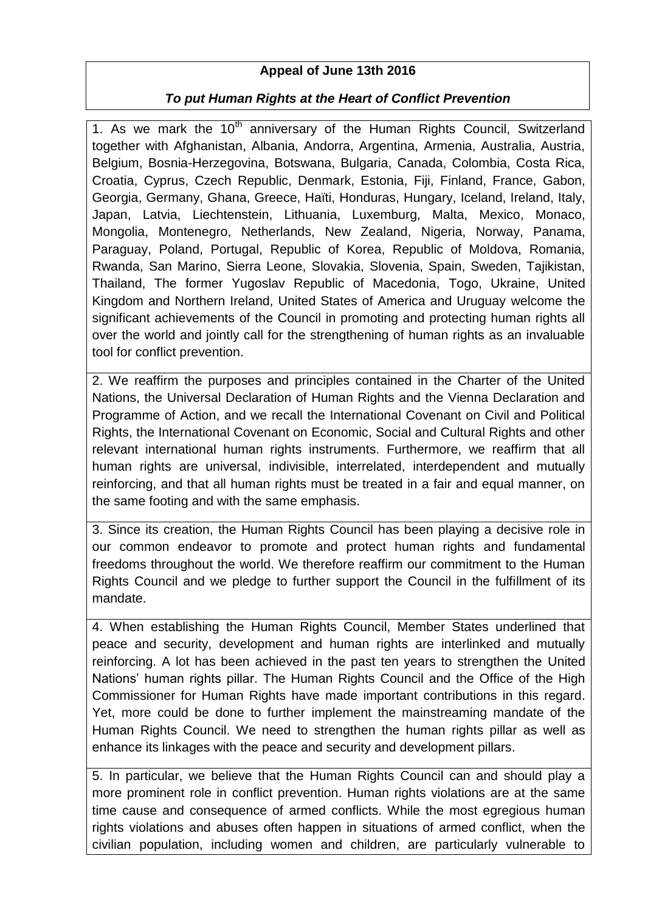**Appeal of June 13th 2016**

***To put Human Rights at the Heart of Conflict Prevention***

1. As we mark the 10th anniversary of the Human Rights Council, Switzerland together with Afghanistan, Albania, Andorra, Argentina, Armenia, Australia, Austria, Belgium, Bosnia-Herzegovina, Botswana, Bulgaria, Canada, Colombia, Costa Rica, Croatia, Cyprus, Czech Republic, Denmark, Estonia, Fiji, Finland, France, Gabon, Georgia, Germany, Ghana, Greece, Haïti, Honduras, Hungary, Iceland, Ireland, Italy, Japan, Latvia, Liechtenstein, Lithuania, Luxemburg, Malta, Mexico, Monaco, Mongolia, Montenegro, Netherlands, New Zealand, Nigeria, Norway, Panama, Paraguay, Poland, Portugal, Republic of Korea, Republic of Moldova, Romania, Rwanda, San Marino, Sierra Leone, Slovakia, Slovenia, Spain, Sweden, Tajikistan, Thailand, The former Yugoslav Republic of Macedonia, Togo, Ukraine, United Kingdom and Northern Ireland, United States of America and Uruguay welcome the significant achievements of the Council in promoting and protecting human rights all over the world and jointly call for the strengthening of human rights as an invaluable tool for conflict prevention.

2. We reaffirm the purposes and principles contained in the Charter of the United Nations, the Universal Declaration of Human Rights and the Vienna Declaration and Programme of Action, and we recall the International Covenant on Civil and Political Rights, the International Covenant on Economic, Social and Cultural Rights and other relevant international human rights instruments. Furthermore, we reaffirm that all human rights are universal, indivisible, interrelated, interdependent and mutually reinforcing, and that all human rights must be treated in a fair and equal manner, on the same footing and with the same emphasis.

3. Since its creation, the Human Rights Council has been playing a decisive role in our common endeavor to promote and protect human rights and fundamental freedoms throughout the world. We therefore reaffirm our commitment to the Human Rights Council and we pledge to further support the Council in the fulfillment of its mandate.

4. When establishing the Human Rights Council, Member States underlined that peace and security, development and human rights are interlinked and mutually reinforcing. A lot has been achieved in the past ten years to strengthen the United Nations' human rights pillar. The Human Rights Council and the Office of the High Commissioner for Human Rights have made important contributions in this regard. Yet, more could be done to further implement the mainstreaming mandate of the Human Rights Council. We need to strengthen the human rights pillar as well as enhance its linkages with the peace and security and development pillars.

5. In particular, we believe that the Human Rights Council can and should play a more prominent role in conflict prevention. Human rights violations are at the same time cause and consequence of armed conflicts. While the most egregious human rights violations and abuses often happen in situations of armed conflict, when the civilian population, including women and children, are particularly vulnerable to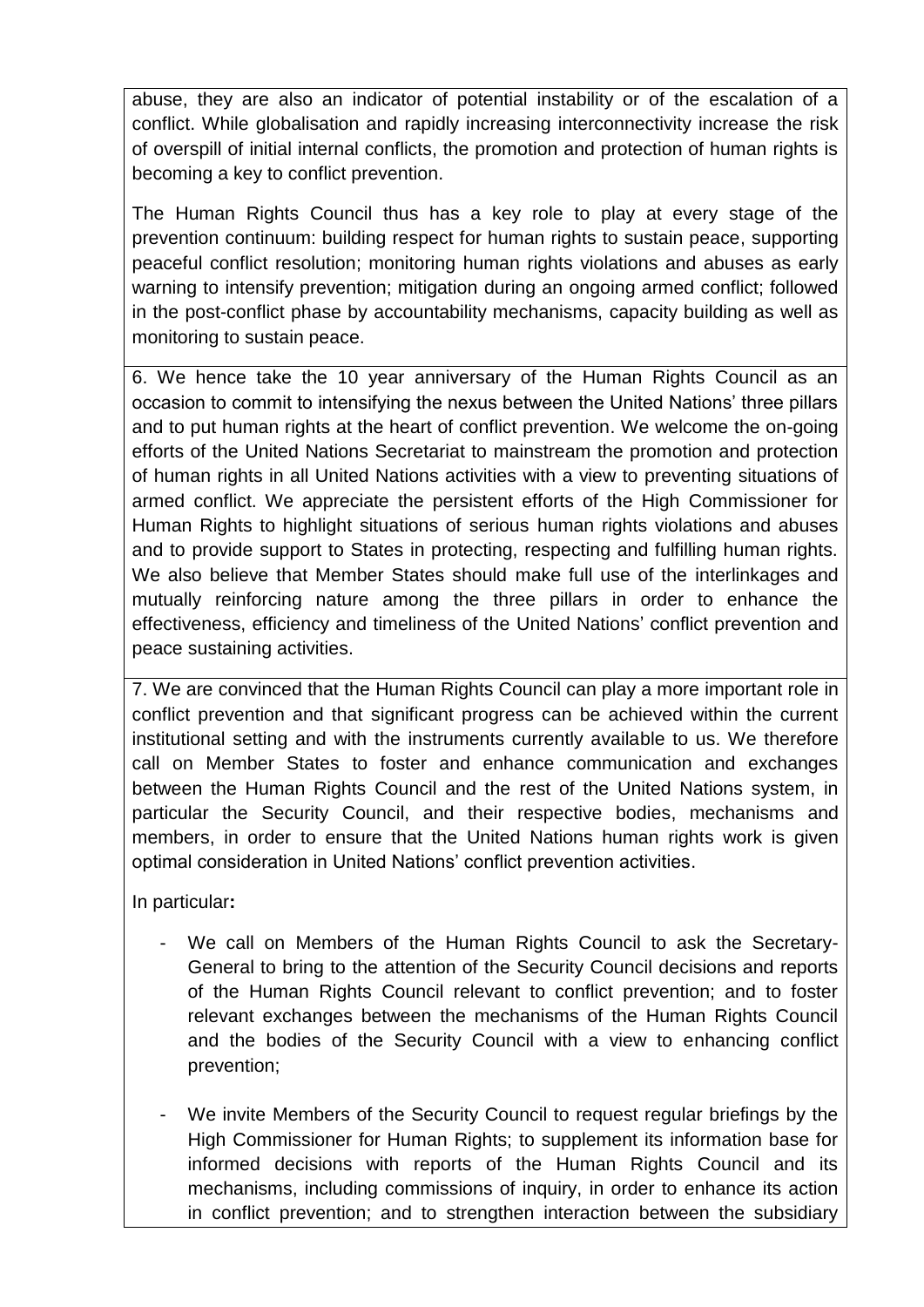abuse, they are also an indicator of potential instability or of the escalation of a conflict. While globalisation and rapidly increasing interconnectivity increase the risk of overspill of initial internal conflicts, the promotion and protection of human rights is becoming a key to conflict prevention.

The Human Rights Council thus has a key role to play at every stage of the prevention continuum: building respect for human rights to sustain peace, supporting peaceful conflict resolution; monitoring human rights violations and abuses as early warning to intensify prevention; mitigation during an ongoing armed conflict; followed in the post-conflict phase by accountability mechanisms, capacity building as well as monitoring to sustain peace.

6. We hence take the 10 year anniversary of the Human Rights Council as an occasion to commit to intensifying the nexus between the United Nations' three pillars and to put human rights at the heart of conflict prevention. We welcome the on-going efforts of the United Nations Secretariat to mainstream the promotion and protection of human rights in all United Nations activities with a view to preventing situations of armed conflict. We appreciate the persistent efforts of the High Commissioner for Human Rights to highlight situations of serious human rights violations and abuses and to provide support to States in protecting, respecting and fulfilling human rights. We also believe that Member States should make full use of the interlinkages and mutually reinforcing nature among the three pillars in order to enhance the effectiveness, efficiency and timeliness of the United Nations' conflict prevention and peace sustaining activities.

7. We are convinced that the Human Rights Council can play a more important role in conflict prevention and that significant progress can be achieved within the current institutional setting and with the instruments currently available to us. We therefore call on Member States to foster and enhance communication and exchanges between the Human Rights Council and the rest of the United Nations system, in particular the Security Council, and their respective bodies, mechanisms and members, in order to ensure that the United Nations human rights work is given optimal consideration in United Nations' conflict prevention activities.

In particular**:**

- We call on Members of the Human Rights Council to ask the Secretary-General to bring to the attention of the Security Council decisions and reports of the Human Rights Council relevant to conflict prevention; and to foster relevant exchanges between the mechanisms of the Human Rights Council and the bodies of the Security Council with a view to enhancing conflict prevention;

- We invite Members of the Security Council to request regular briefings by the High Commissioner for Human Rights; to supplement its information base for informed decisions with reports of the Human Rights Council and its mechanisms, including commissions of inquiry, in order to enhance its action in conflict prevention; and to strengthen interaction between the subsidiary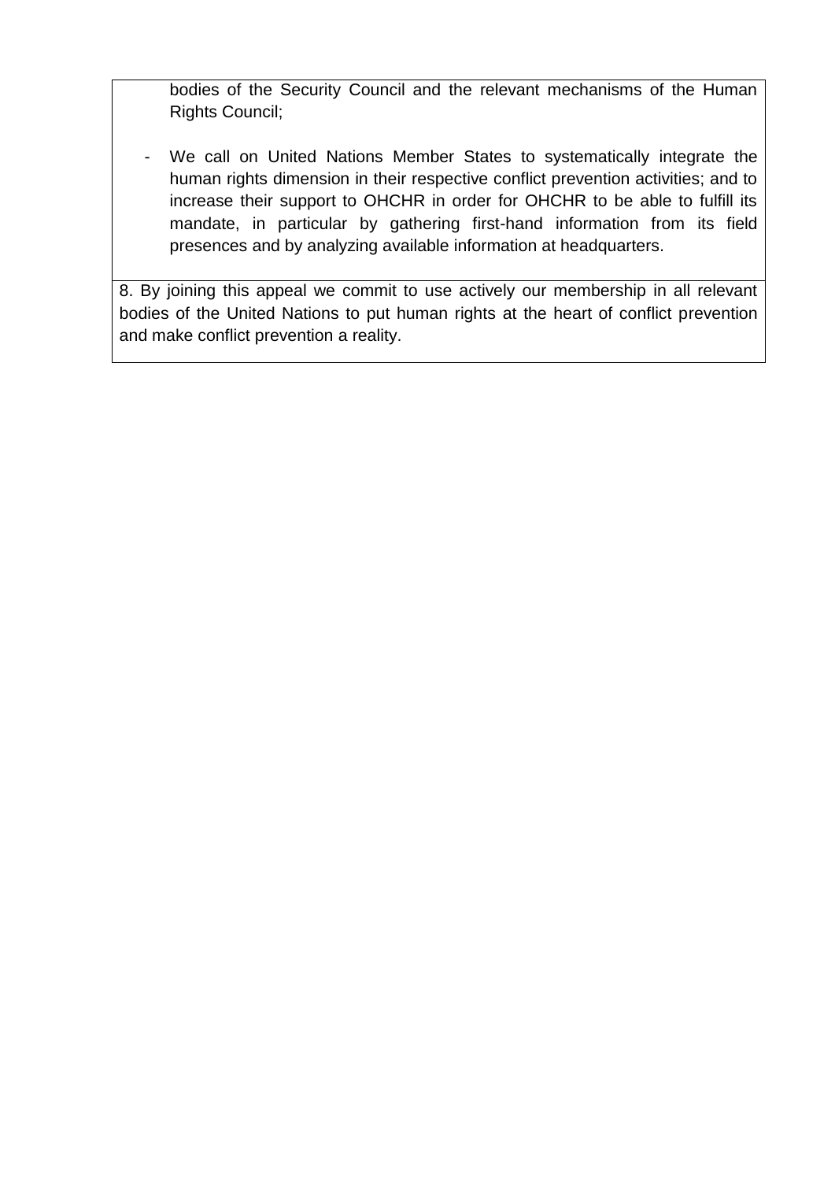bodies of the Security Council and the relevant mechanisms of the Human Rights Council;

- We call on United Nations Member States to systematically integrate the human rights dimension in their respective conflict prevention activities; and to increase their support to OHCHR in order for OHCHR to be able to fulfill its mandate, in particular by gathering first-hand information from its field presences and by analyzing available information at headquarters.

8. By joining this appeal we commit to use actively our membership in all relevant bodies of the United Nations to put human rights at the heart of conflict prevention and make conflict prevention a reality.